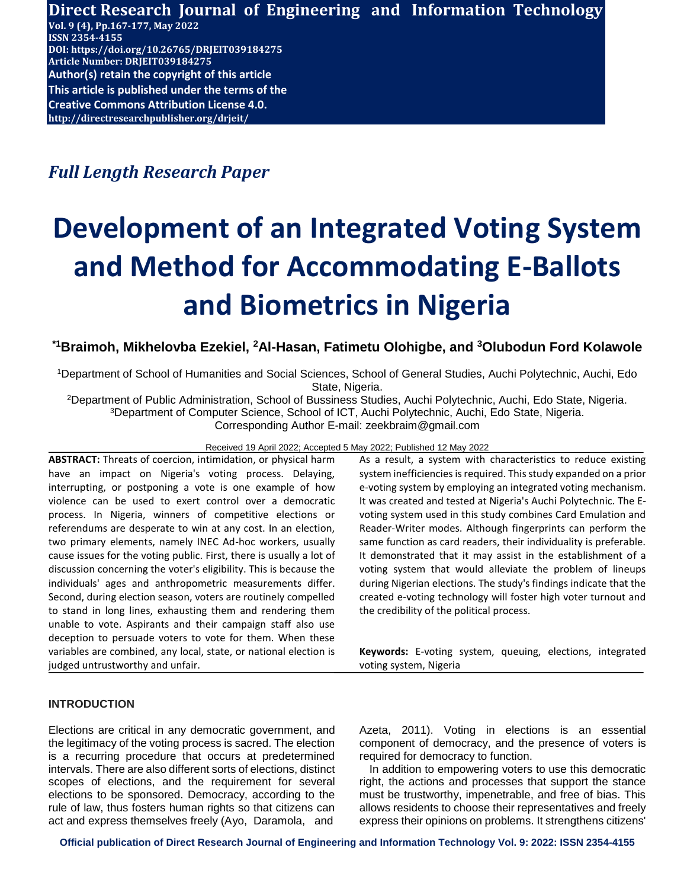*Full Length Research Paper*

# Development of an Integrated Voting System and Method for Accommodating E-Ballots and Biometrics in Nigeria

**[*1]Braimoh, Mikhelovba Ezekiel, [2]Al-Hasan, Fatimetu Olohigbe, and [3]Olubodun Ford Kolawole**

[1]Department of School of Humanities and Social Sciences, School of General Studies, Auchi Polytechnic, Auchi, Edo State, Nigeria.
[2]Department of Public Administration, School of Bussiness Studies, Auchi Polytechnic, Auchi, Edo State, Nigeria.
[3]Department of Computer Science, School of ICT, Auchi Polytechnic, Auchi, Edo State, Nigeria.
Corresponding Author E-mail: zeekbraim@gmail.com

Received 19 April 2022; Accepted 5 May 2022; Published 12 May 2022

**ABSTRACT:** Threats of coercion, intimidation, or physical harm have an impact on Nigeria's voting process. Delaying, interrupting, or postponing a vote is one example of how violence can be used to exert control over a democratic process. In Nigeria, winners of competitive elections or referendums are desperate to win at any cost. In an election, two primary elements, namely INEC Ad-hoc workers, usually cause issues for the voting public. First, there is usually a lot of discussion concerning the voter's eligibility. This is because the individuals' ages and anthropometric measurements differ. Second, during election season, voters are routinely compelled to stand in long lines, exhausting them and rendering them unable to vote. Aspirants and their campaign staff also use deception to persuade voters to vote for them. When these variables are combined, any local, state, or national election is judged untrustworthy and unfair. As a result, a system with characteristics to reduce existing system inefficiencies is required. This study expanded on a prior e-voting system by employing an integrated voting mechanism. It was created and tested at Nigeria's Auchi Polytechnic. The E-voting system used in this study combines Card Emulation and Reader-Writer modes. Although fingerprints can perform the same function as card readers, their individuality is preferable. It demonstrated that it may assist in the establishment of a voting system that would alleviate the problem of lineups during Nigerian elections. The study's findings indicate that the created e-voting technology will foster high voter turnout and the credibility of the political process.

**Keywords:** E-voting system, queuing, elections, integrated voting system, Nigeria

## INTRODUCTION

Elections are critical in any democratic government, and the legitimacy of the voting process is sacred. The election is a recurring procedure that occurs at predetermined intervals. There are also different sorts of elections, distinct scopes of elections, and the requirement for several elections to be sponsored. Democracy, according to the rule of law, thus fosters human rights so that citizens can act and express themselves freely (Ayo, Daramola, and Azeta, 2011). Voting in elections is an essential component of democracy, and the presence of voters is required for democracy to function.

In addition to empowering voters to use this democratic right, the actions and processes that support the stance must be trustworthy, impenetrable, and free of bias. This allows residents to choose their representatives and freely express their opinions on problems. It strengthens citizens'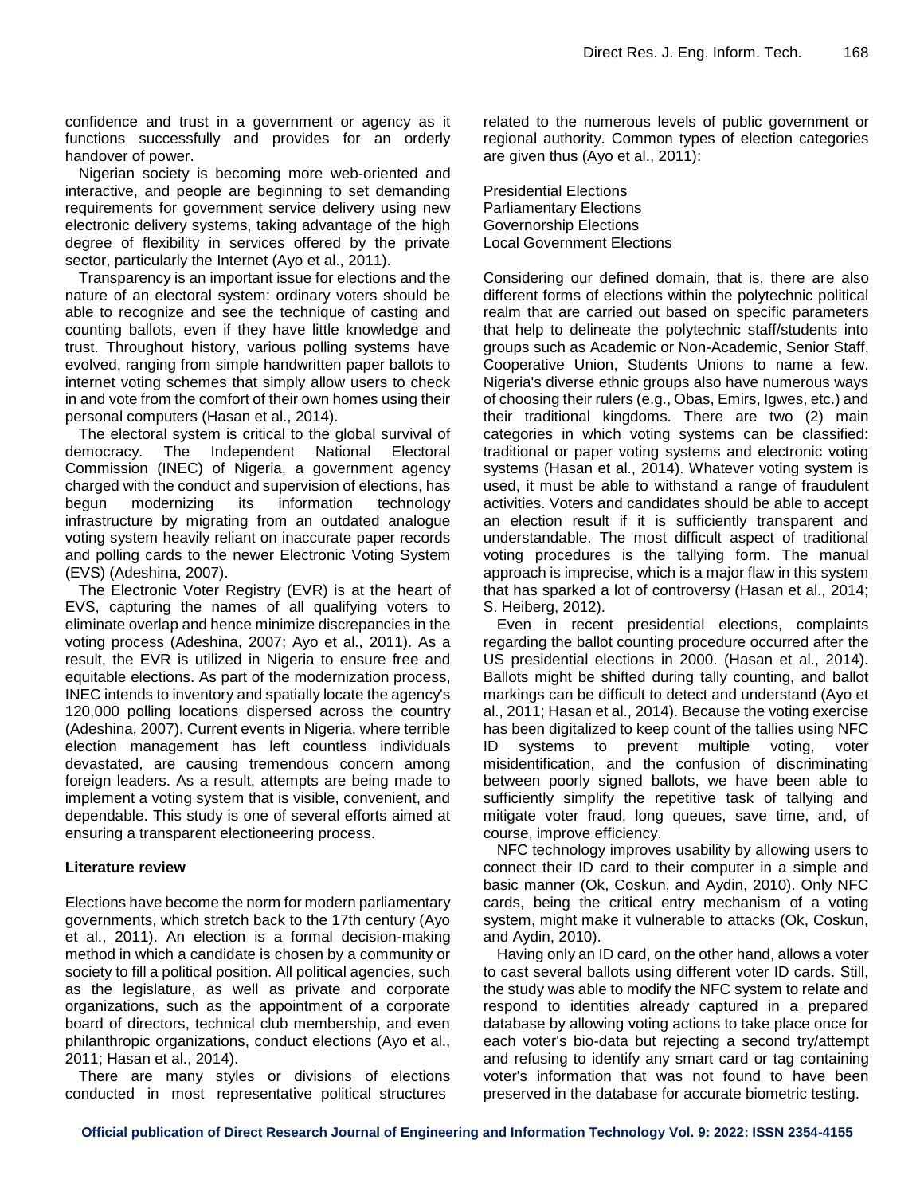confidence and trust in a government or agency as it functions successfully and provides for an orderly handover of power.

Nigerian society is becoming more web-oriented and interactive, and people are beginning to set demanding requirements for government service delivery using new electronic delivery systems, taking advantage of the high degree of flexibility in services offered by the private sector, particularly the Internet (Ayo et al., 2011).

Transparency is an important issue for elections and the nature of an electoral system: ordinary voters should be able to recognize and see the technique of casting and counting ballots, even if they have little knowledge and trust. Throughout history, various polling systems have evolved, ranging from simple handwritten paper ballots to internet voting schemes that simply allow users to check in and vote from the comfort of their own homes using their personal computers (Hasan et al., 2014).

The electoral system is critical to the global survival of democracy. The Independent National Electoral Commission (INEC) of Nigeria, a government agency charged with the conduct and supervision of elections, has begun modernizing its information technology infrastructure by migrating from an outdated analogue voting system heavily reliant on inaccurate paper records and polling cards to the newer Electronic Voting System (EVS) (Adeshina, 2007).

The Electronic Voter Registry (EVR) is at the heart of EVS, capturing the names of all qualifying voters to eliminate overlap and hence minimize discrepancies in the voting process (Adeshina, 2007; Ayo et al., 2011). As a result, the EVR is utilized in Nigeria to ensure free and equitable elections. As part of the modernization process, INEC intends to inventory and spatially locate the agency's 120,000 polling locations dispersed across the country (Adeshina, 2007). Current events in Nigeria, where terrible election management has left countless individuals devastated, are causing tremendous concern among foreign leaders. As a result, attempts are being made to implement a voting system that is visible, convenient, and dependable. This study is one of several efforts aimed at ensuring a transparent electioneering process.

### Literature review

Elections have become the norm for modern parliamentary governments, which stretch back to the 17th century (Ayo et al., 2011). An election is a formal decision-making method in which a candidate is chosen by a community or society to fill a political position. All political agencies, such as the legislature, as well as private and corporate organizations, such as the appointment of a corporate board of directors, technical club membership, and even philanthropic organizations, conduct elections (Ayo et al., 2011; Hasan et al., 2014).

There are many styles or divisions of elections conducted in most representative political structures related to the numerous levels of public government or regional authority. Common types of election categories are given thus (Ayo et al., 2011):

Presidential Elections
Parliamentary Elections
Governorship Elections
Local Government Elections

Considering our defined domain, that is, there are also different forms of elections within the polytechnic political realm that are carried out based on specific parameters that help to delineate the polytechnic staff/students into groups such as Academic or Non-Academic, Senior Staff, Cooperative Union, Students Unions to name a few. Nigeria's diverse ethnic groups also have numerous ways of choosing their rulers (e.g., Obas, Emirs, Igwes, etc.) and their traditional kingdoms. There are two (2) main categories in which voting systems can be classified: traditional or paper voting systems and electronic voting systems (Hasan et al., 2014). Whatever voting system is used, it must be able to withstand a range of fraudulent activities. Voters and candidates should be able to accept an election result if it is sufficiently transparent and understandable. The most difficult aspect of traditional voting procedures is the tallying form. The manual approach is imprecise, which is a major flaw in this system that has sparked a lot of controversy (Hasan et al., 2014; S. Heiberg, 2012).

Even in recent presidential elections, complaints regarding the ballot counting procedure occurred after the US presidential elections in 2000. (Hasan et al., 2014). Ballots might be shifted during tally counting, and ballot markings can be difficult to detect and understand (Ayo et al., 2011; Hasan et al., 2014). Because the voting exercise has been digitalized to keep count of the tallies using NFC ID systems to prevent multiple voting, voter misidentification, and the confusion of discriminating between poorly signed ballots, we have been able to sufficiently simplify the repetitive task of tallying and mitigate voter fraud, long queues, save time, and, of course, improve efficiency.

NFC technology improves usability by allowing users to connect their ID card to their computer in a simple and basic manner (Ok, Coskun, and Aydin, 2010). Only NFC cards, being the critical entry mechanism of a voting system, might make it vulnerable to attacks (Ok, Coskun, and Aydin, 2010).

Having only an ID card, on the other hand, allows a voter to cast several ballots using different voter ID cards. Still, the study was able to modify the NFC system to relate and respond to identities already captured in a prepared database by allowing voting actions to take place once for each voter's bio-data but rejecting a second try/attempt and refusing to identify any smart card or tag containing voter's information that was not found to have been preserved in the database for accurate biometric testing.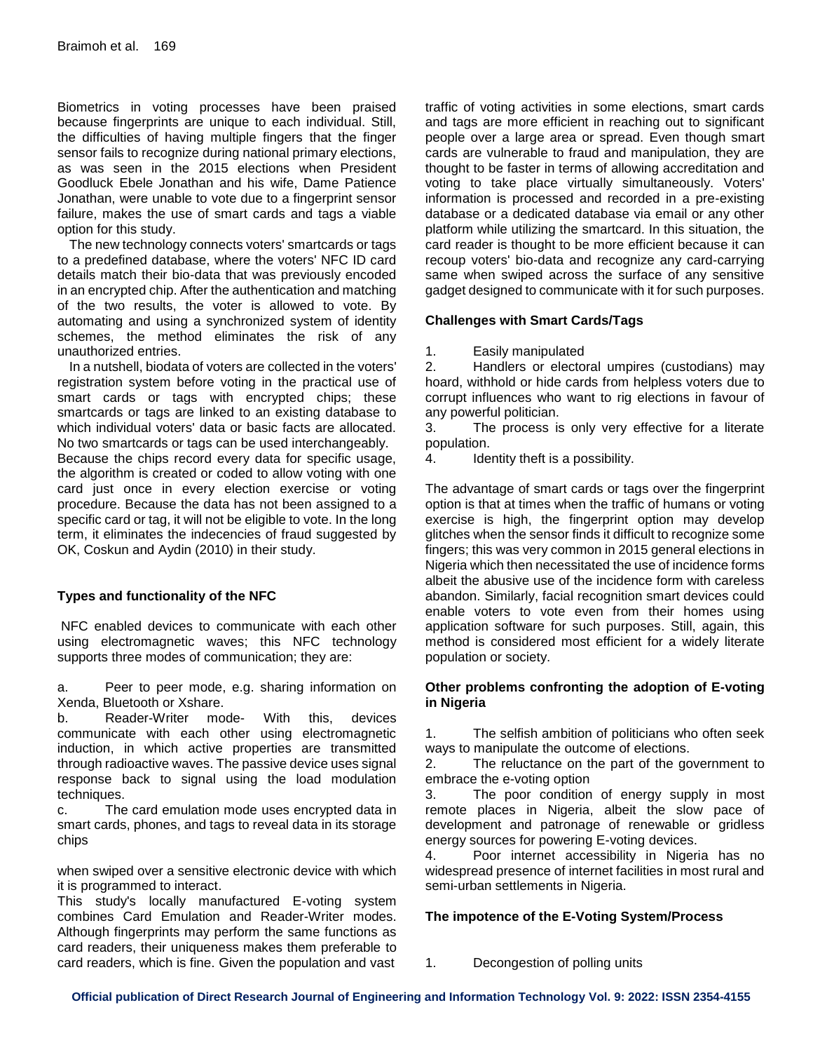Biometrics in voting processes have been praised because fingerprints are unique to each individual. Still, the difficulties of having multiple fingers that the finger sensor fails to recognize during national primary elections, as was seen in the 2015 elections when President Goodluck Ebele Jonathan and his wife, Dame Patience Jonathan, were unable to vote due to a fingerprint sensor failure, makes the use of smart cards and tags a viable option for this study.

The new technology connects voters' smartcards or tags to a predefined database, where the voters' NFC ID card details match their bio-data that was previously encoded in an encrypted chip. After the authentication and matching of the two results, the voter is allowed to vote. By automating and using a synchronized system of identity schemes, the method eliminates the risk of any unauthorized entries.

In a nutshell, biodata of voters are collected in the voters' registration system before voting in the practical use of smart cards or tags with encrypted chips; these smartcards or tags are linked to an existing database to which individual voters' data or basic facts are allocated. No two smartcards or tags can be used interchangeably.
Because the chips record every data for specific usage, the algorithm is created or coded to allow voting with one card just once in every election exercise or voting procedure. Because the data has not been assigned to a specific card or tag, it will not be eligible to vote. In the long term, it eliminates the indecencies of fraud suggested by OK, Coskun and Aydin (2010) in their study.

**Types and functionality of the NFC**

NFC enabled devices to communicate with each other using electromagnetic waves; this NFC technology supports three modes of communication; they are:

a. Peer to peer mode, e.g. sharing information on Xenda, Bluetooth or Xshare.
b. Reader-Writer mode- With this, devices communicate with each other using electromagnetic induction, in which active properties are transmitted through radioactive waves. The passive device uses signal response back to signal using the load modulation techniques.
c. The card emulation mode uses encrypted data in smart cards, phones, and tags to reveal data in its storage chips

when swiped over a sensitive electronic device with which it is programmed to interact.
This study's locally manufactured E-voting system combines Card Emulation and Reader-Writer modes. Although fingerprints may perform the same functions as card readers, their uniqueness makes them preferable to card readers, which is fine. Given the population and vast traffic of voting activities in some elections, smart cards and tags are more efficient in reaching out to significant people over a large area or spread. Even though smart cards are vulnerable to fraud and manipulation, they are thought to be faster in terms of allowing accreditation and voting to take place virtually simultaneously. Voters' information is processed and recorded in a pre-existing database or a dedicated database via email or any other platform while utilizing the smartcard. In this situation, the card reader is thought to be more efficient because it can recoup voters' bio-data and recognize any card-carrying same when swiped across the surface of any sensitive gadget designed to communicate with it for such purposes.

**Challenges with Smart Cards/Tags**

1. Easily manipulated
2. Handlers or electoral umpires (custodians) may hoard, withhold or hide cards from helpless voters due to corrupt influences who want to rig elections in favour of any powerful politician.
3. The process is only very effective for a literate population.
4. Identity theft is a possibility.

The advantage of smart cards or tags over the fingerprint option is that at times when the traffic of humans or voting exercise is high, the fingerprint option may develop glitches when the sensor finds it difficult to recognize some fingers; this was very common in 2015 general elections in Nigeria which then necessitated the use of incidence forms albeit the abusive use of the incidence form with careless abandon. Similarly, facial recognition smart devices could enable voters to vote even from their homes using application software for such purposes. Still, again, this method is considered most efficient for a widely literate population or society.

**Other problems confronting the adoption of E-voting in Nigeria**

1. The selfish ambition of politicians who often seek ways to manipulate the outcome of elections.
2. The reluctance on the part of the government to embrace the e-voting option
3. The poor condition of energy supply in most remote places in Nigeria, albeit the slow pace of development and patronage of renewable or gridless energy sources for powering E-voting devices.
4. Poor internet accessibility in Nigeria has no widespread presence of internet facilities in most rural and semi-urban settlements in Nigeria.

**The impotence of the E-Voting System/Process**

1. Decongestion of polling units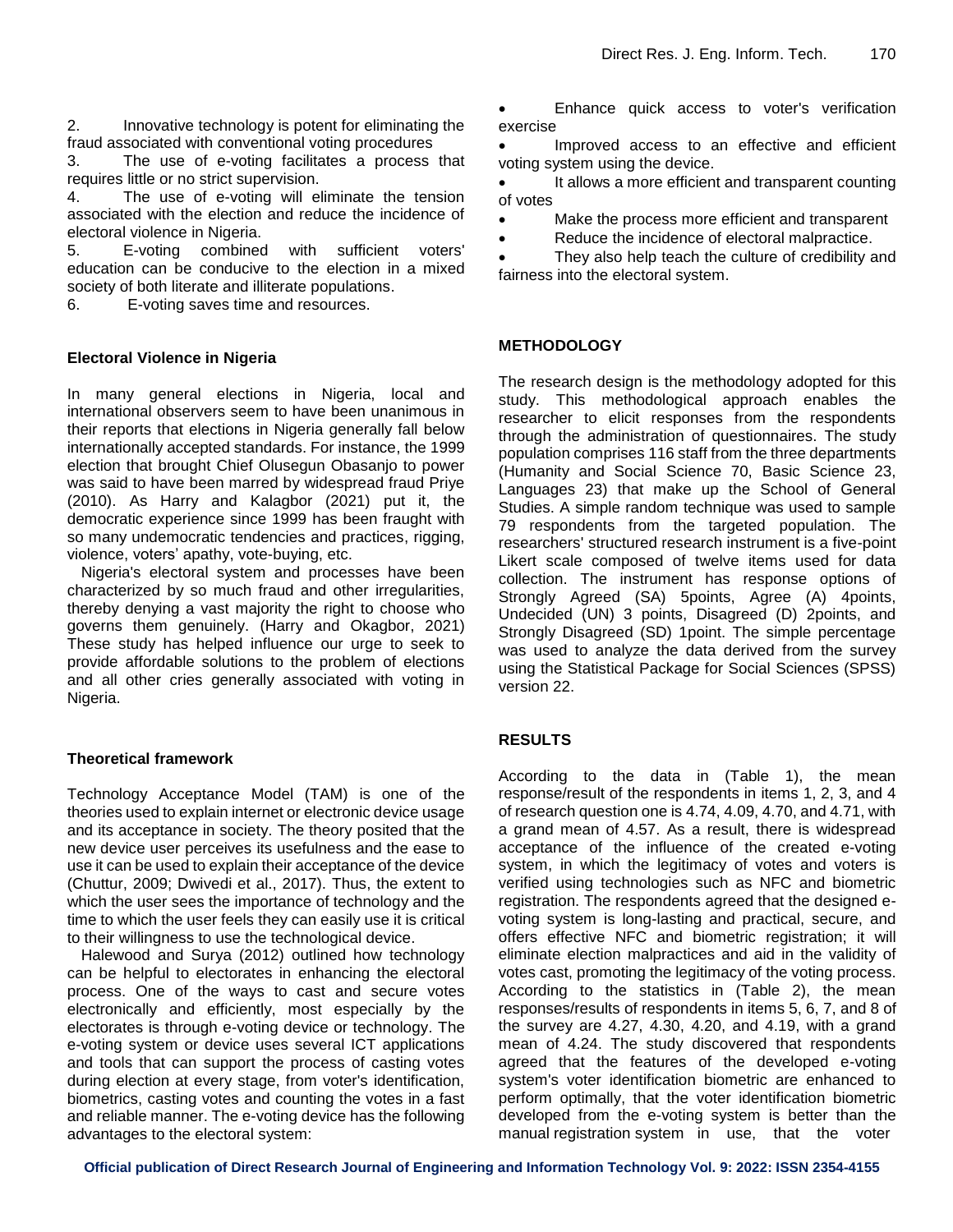2. Innovative technology is potent for eliminating the fraud associated with conventional voting procedures
3. The use of e-voting facilitates a process that requires little or no strict supervision.
4. The use of e-voting will eliminate the tension associated with the election and reduce the incidence of electoral violence in Nigeria.
5. E-voting combined with sufficient voters' education can be conducive to the election in a mixed society of both literate and illiterate populations.
6. E-voting saves time and resources.

### Electoral Violence in Nigeria

In many general elections in Nigeria, local and international observers seem to have been unanimous in their reports that elections in Nigeria generally fall below internationally accepted standards. For instance, the 1999 election that brought Chief Olusegun Obasanjo to power was said to have been marred by widespread fraud Priye (2010). As Harry and Kalagbor (2021) put it, the democratic experience since 1999 has been fraught with so many undemocratic tendencies and practices, rigging, violence, voters' apathy, vote-buying, etc.

Nigeria's electoral system and processes have been characterized by so much fraud and other irregularities, thereby denying a vast majority the right to choose who governs them genuinely. (Harry and Okagbor, 2021) These study has helped influence our urge to seek to provide affordable solutions to the problem of elections and all other cries generally associated with voting in Nigeria.

### Theoretical framework

Technology Acceptance Model (TAM) is one of the theories used to explain internet or electronic device usage and its acceptance in society. The theory posited that the new device user perceives its usefulness and the ease to use it can be used to explain their acceptance of the device (Chuttur, 2009; Dwivedi et al., 2017). Thus, the extent to which the user sees the importance of technology and the time to which the user feels they can easily use it is critical to their willingness to use the technological device.

Halewood and Surya (2012) outlined how technology can be helpful to electorates in enhancing the electoral process. One of the ways to cast and secure votes electronically and efficiently, most especially by the electorates is through e-voting device or technology. The e-voting system or device uses several ICT applications and tools that can support the process of casting votes during election at every stage, from voter's identification, biometrics, casting votes and counting the votes in a fast and reliable manner. The e-voting device has the following advantages to the electoral system:

- Enhance quick access to voter's verification exercise
- Improved access to an effective and efficient voting system using the device.
- It allows a more efficient and transparent counting of votes
- Make the process more efficient and transparent
- Reduce the incidence of electoral malpractice.
- They also help teach the culture of credibility and fairness into the electoral system.

## METHODOLOGY

The research design is the methodology adopted for this study. This methodological approach enables the researcher to elicit responses from the respondents through the administration of questionnaires. The study population comprises 116 staff from the three departments (Humanity and Social Science 70, Basic Science 23, Languages 23) that make up the School of General Studies. A simple random technique was used to sample 79 respondents from the targeted population. The researchers' structured research instrument is a five-point Likert scale composed of twelve items used for data collection. The instrument has response options of Strongly Agreed (SA) 5points, Agree (A) 4points, Undecided (UN) 3 points, Disagreed (D) 2points, and Strongly Disagreed (SD) 1point. The simple percentage was used to analyze the data derived from the survey using the Statistical Package for Social Sciences (SPSS) version 22.

## RESULTS

According to the data in (Table 1), the mean response/result of the respondents in items 1, 2, 3, and 4 of research question one is 4.74, 4.09, 4.70, and 4.71, with a grand mean of 4.57. As a result, there is widespread acceptance of the influence of the created e-voting system, in which the legitimacy of votes and voters is verified using technologies such as NFC and biometric registration. The respondents agreed that the designed e-voting system is long-lasting and practical, secure, and offers effective NFC and biometric registration; it will eliminate election malpractices and aid in the validity of votes cast, promoting the legitimacy of the voting process. According to the statistics in (Table 2), the mean responses/results of respondents in items 5, 6, 7, and 8 of the survey are 4.27, 4.30, 4.20, and 4.19, with a grand mean of 4.24. The study discovered that respondents agreed that the features of the developed e-voting system's voter identification biometric are enhanced to perform optimally, that the voter identification biometric developed from the e-voting system is better than the manual registration system in use, that the voter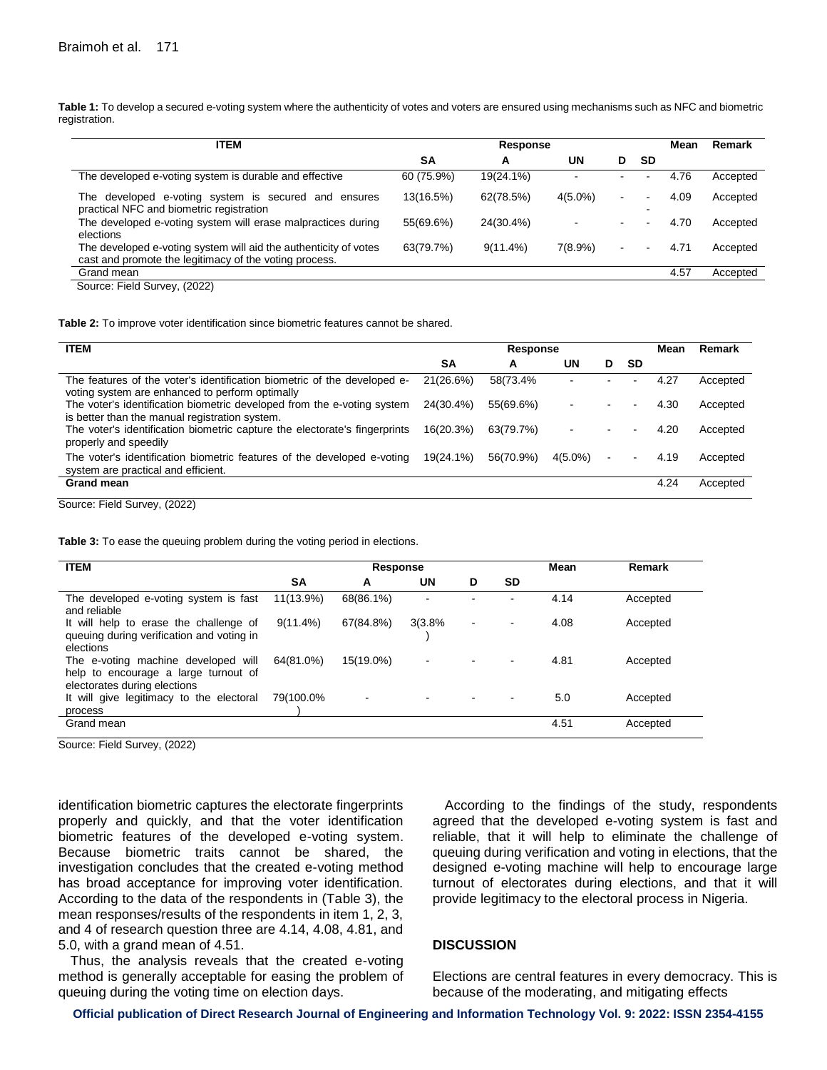**Table 1:** To develop a secured e-voting system where the authenticity of votes and voters are ensured using mechanisms such as NFC and biometric registration.

| ITEM | Response | | | | | Mean | Remark |
|---|---|---|---|---|---|---|---|
| | SA | A | UN | D | SD | | |
| The developed e-voting system is durable and effective | 60 (75.9%) | 19(24.1%) | - | - | - | 4.76 | Accepted |
| The developed e-voting system is secured and ensures practical NFC and biometric registration | 13(16.5%) | 62(78.5%) | 4(5.0%) | - | - | 4.09 | Accepted |
| The developed e-voting system will erase malpractices during elections | 55(69.6%) | 24(30.4%) | - | - | - | 4.70 | Accepted |
| The developed e-voting system will aid the authenticity of votes cast and promote the legitimacy of the voting process. | 63(79.7%) | 9(11.4%) | 7(8.9%) | - | - | 4.71 | Accepted |
| Grand mean | | | | | | 4.57 | Accepted |

Source: Field Survey, (2022)

**Table 2:** To improve voter identification since biometric features cannot be shared.

| ITEM | Response | | | | | Mean | Remark |
|---|---|---|---|---|---|---|---|
| | SA | A | UN | D | SD | | |
| The features of the voter's identification biometric of the developed e-voting system are enhanced to perform optimally | 21(26.6%) | 58(73.4% | - | - | - | 4.27 | Accepted |
| The voter's identification biometric developed from the e-voting system is better than the manual registration system. | 24(30.4%) | 55(69.6%) | - | - | - | 4.30 | Accepted |
| The voter's identification biometric capture the electorate's fingerprints properly and speedily | 16(20.3%) | 63(79.7%) | - | - | - | 4.20 | Accepted |
| The voter's identification biometric features of the developed e-voting system are practical and efficient. | 19(24.1%) | 56(70.9%) | 4(5.0%) | - | - | 4.19 | Accepted |
| **Grand mean** | | | | | | 4.24 | Accepted |

Source: Field Survey, (2022)

**Table 3:** To ease the queuing problem during the voting period in elections.

| ITEM | Response | | | | | Mean | Remark |
|---|---|---|---|---|---|---|---|
| | SA | A | UN | D | SD | | |
| The developed e-voting system is fast and reliable | 11(13.9%) | 68(86.1%) | - | - | - | 4.14 | Accepted |
| It will help to erase the challenge of queuing during verification and voting in elections | 9(11.4%) | 67(84.8%) | 3(3.8%) | - | - | 4.08 | Accepted |
| The e-voting machine developed will help to encourage a large turnout of electorates during elections | 64(81.0%) | 15(19.0%) | - | - | - | 4.81 | Accepted |
| It will give legitimacy to the electoral process | 79(100.0%) | - | - | - | - | 5.0 | Accepted |
| Grand mean | | | | | | 4.51 | Accepted |

Source: Field Survey, (2022)

identification biometric captures the electorate fingerprints properly and quickly, and that the voter identification biometric features of the developed e-voting system. Because biometric traits cannot be shared, the investigation concludes that the created e-voting method has broad acceptance for improving voter identification. According to the data of the respondents in (Table 3), the mean responses/results of the respondents in item 1, 2, 3, and 4 of research question three are 4.14, 4.08, 4.81, and 5.0, with a grand mean of 4.51.

Thus, the analysis reveals that the created e-voting method is generally acceptable for easing the problem of queuing during the voting time on election days.

According to the findings of the study, respondents agreed that the developed e-voting system is fast and reliable, that it will help to eliminate the challenge of queuing during verification and voting in elections, that the designed e-voting machine will help to encourage large turnout of electorates during elections, and that it will provide legitimacy to the electoral process in Nigeria.

## DISCUSSION

Elections are central features in every democracy. This is because of the moderating, and mitigating effects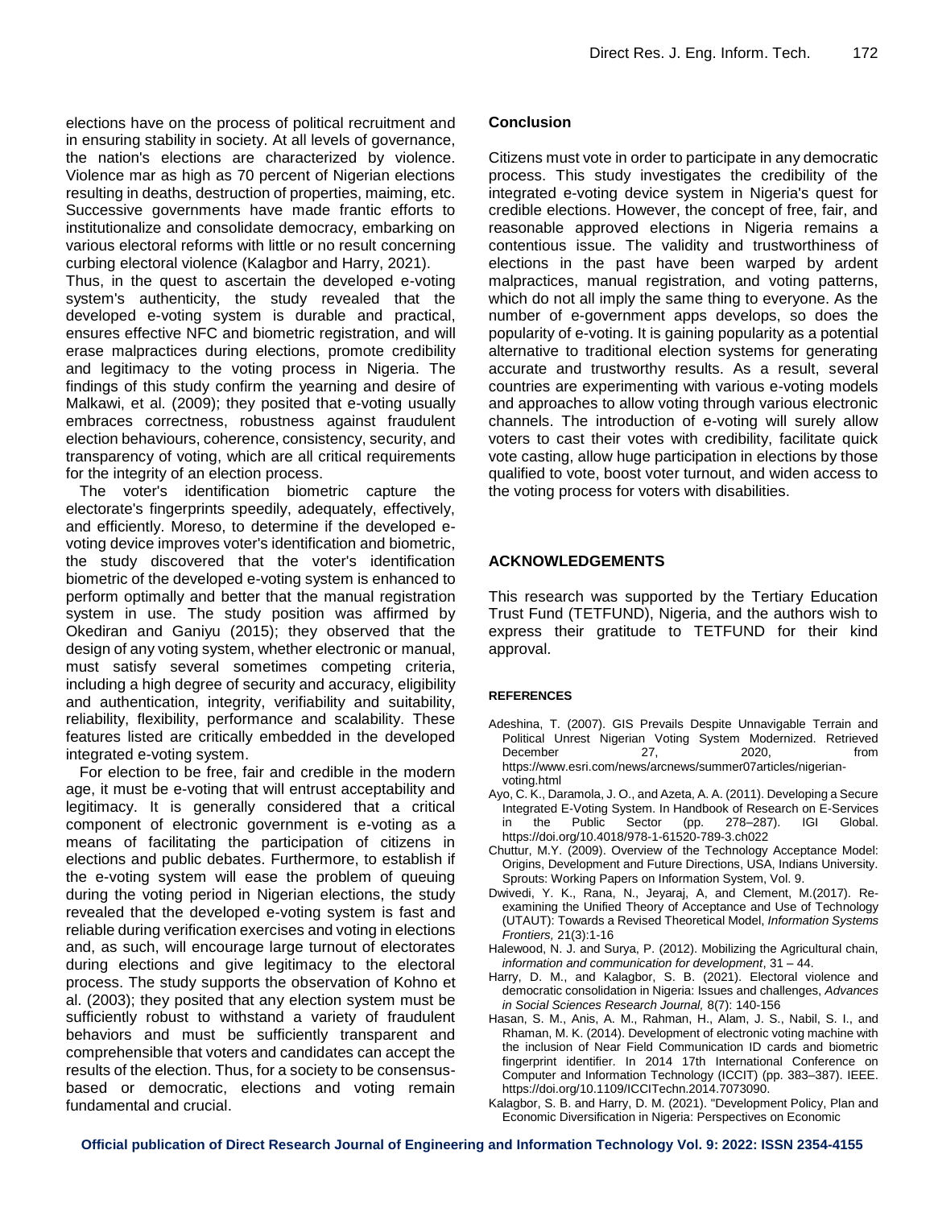elections have on the process of political recruitment and in ensuring stability in society. At all levels of governance, the nation's elections are characterized by violence. Violence mar as high as 70 percent of Nigerian elections resulting in deaths, destruction of properties, maiming, etc. Successive governments have made frantic efforts to institutionalize and consolidate democracy, embarking on various electoral reforms with little or no result concerning curbing electoral violence (Kalagbor and Harry, 2021).

Thus, in the quest to ascertain the developed e-voting system's authenticity, the study revealed that the developed e-voting system is durable and practical, ensures effective NFC and biometric registration, and will erase malpractices during elections, promote credibility and legitimacy to the voting process in Nigeria. The findings of this study confirm the yearning and desire of Malkawi, et al. (2009); they posited that e-voting usually embraces correctness, robustness against fraudulent election behaviours, coherence, consistency, security, and transparency of voting, which are all critical requirements for the integrity of an election process.

The voter's identification biometric capture the electorate's fingerprints speedily, adequately, effectively, and efficiently. Moreso, to determine if the developed e-voting device improves voter's identification and biometric, the study discovered that the voter's identification biometric of the developed e-voting system is enhanced to perform optimally and better that the manual registration system in use. The study position was affirmed by Okediran and Ganiyu (2015); they observed that the design of any voting system, whether electronic or manual, must satisfy several sometimes competing criteria, including a high degree of security and accuracy, eligibility and authentication, integrity, verifiability and suitability, reliability, flexibility, performance and scalability. These features listed are critically embedded in the developed integrated e-voting system.

For election to be free, fair and credible in the modern age, it must be e-voting that will entrust acceptability and legitimacy. It is generally considered that a critical component of electronic government is e-voting as a means of facilitating the participation of citizens in elections and public debates. Furthermore, to establish if the e-voting system will ease the problem of queuing during the voting period in Nigerian elections, the study revealed that the developed e-voting system is fast and reliable during verification exercises and voting in elections and, as such, will encourage large turnout of electorates during elections and give legitimacy to the electoral process. The study supports the observation of Kohno et al. (2003); they posited that any election system must be sufficiently robust to withstand a variety of fraudulent behaviors and must be sufficiently transparent and comprehensible that voters and candidates can accept the results of the election. Thus, for a society to be consensus-based or democratic, elections and voting remain fundamental and crucial.

## Conclusion

Citizens must vote in order to participate in any democratic process. This study investigates the credibility of the integrated e-voting device system in Nigeria's quest for credible elections. However, the concept of free, fair, and reasonable approved elections in Nigeria remains a contentious issue. The validity and trustworthiness of elections in the past have been warped by ardent malpractices, manual registration, and voting patterns, which do not all imply the same thing to everyone. As the number of e-government apps develops, so does the popularity of e-voting. It is gaining popularity as a potential alternative to traditional election systems for generating accurate and trustworthy results. As a result, several countries are experimenting with various e-voting models and approaches to allow voting through various electronic channels. The introduction of e-voting will surely allow voters to cast their votes with credibility, facilitate quick vote casting, allow huge participation in elections by those qualified to vote, boost voter turnout, and widen access to the voting process for voters with disabilities.

## ACKNOWLEDGEMENTS

This research was supported by the Tertiary Education Trust Fund (TETFUND), Nigeria, and the authors wish to express their gratitude to TETFUND for their kind approval.

### REFERENCES

Adeshina, T. (2007). GIS Prevails Despite Unnavigable Terrain and Political Unrest Nigerian Voting System Modernized. Retrieved December 27, 2020, from https://www.esri.com/news/arcnews/summer07articles/nigerian-voting.html

Ayo, C. K., Daramola, J. O., and Azeta, A. A. (2011). Developing a Secure Integrated E-Voting System. In Handbook of Research on E-Services in the Public Sector (pp. 278–287). IGI Global. https://doi.org/10.4018/978-1-61520-789-3.ch022

Chuttur, M.Y. (2009). Overview of the Technology Acceptance Model: Origins, Development and Future Directions, USA, Indians University. Sprouts: Working Papers on Information System, Vol. 9.

Dwivedi, Y. K., Rana, N., Jeyaraj, A, and Clement, M.(2017). Re-examining the Unified Theory of Acceptance and Use of Technology (UTAUT): Towards a Revised Theoretical Model, *Information Systems Frontiers,* 21(3):1-16

Halewood, N. J. and Surya, P. (2012). Mobilizing the Agricultural chain, *information and communication for development*, 31 – 44.

Harry, D. M., and Kalagbor, S. B. (2021). Electoral violence and democratic consolidation in Nigeria: Issues and challenges, *Advances in Social Sciences Research Journal,* 8(7): 140-156

Hasan, S. M., Anis, A. M., Rahman, H., Alam, J. S., Nabil, S. I., and Rhaman, M. K. (2014). Development of electronic voting machine with the inclusion of Near Field Communication ID cards and biometric fingerprint identifier. In 2014 17th International Conference on Computer and Information Technology (ICCIT) (pp. 383–387). IEEE. https://doi.org/10.1109/ICCITechn.2014.7073090.

Kalagbor, S. B. and Harry, D. M. (2021). "Development Policy, Plan and Economic Diversification in Nigeria: Perspectives on Economic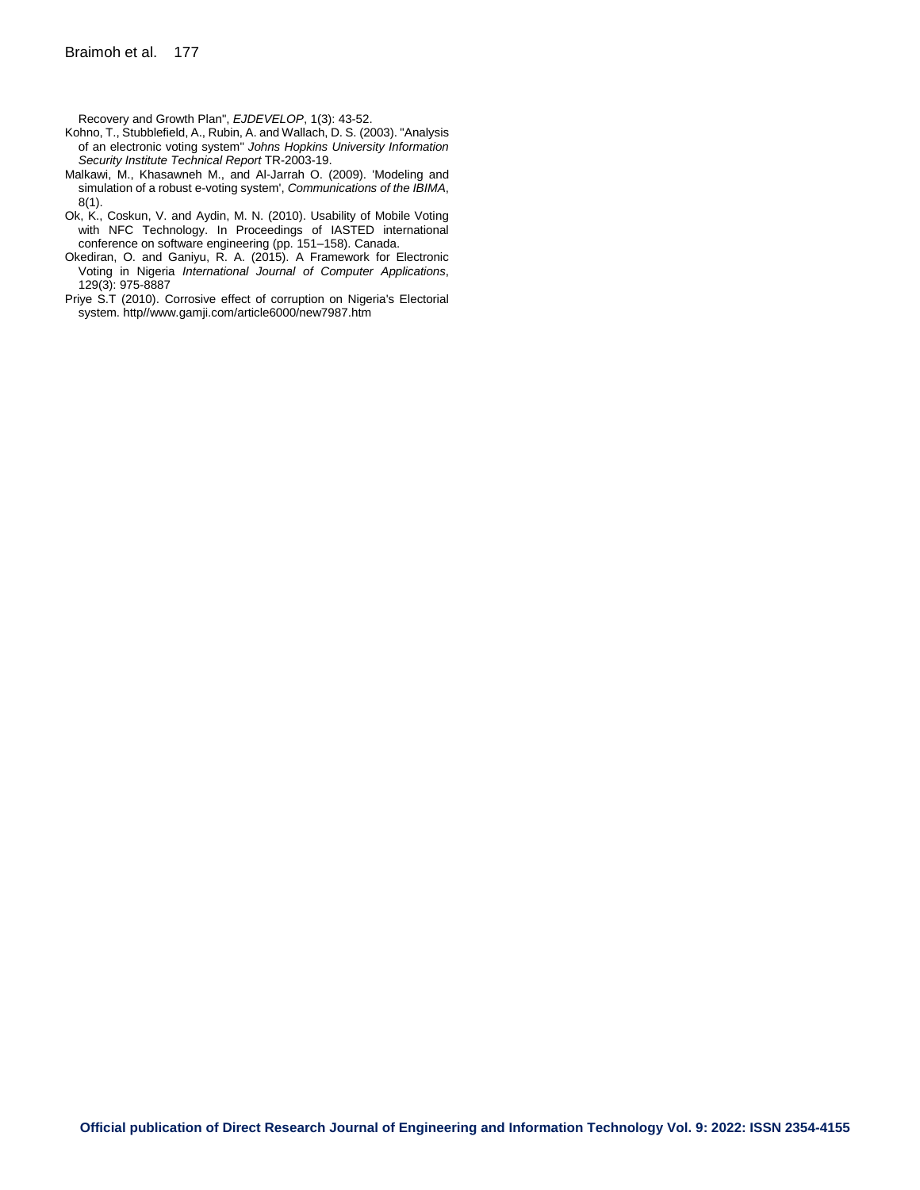Recovery and Growth Plan", *EJDEVELOP*, 1(3): 43-52.

Kohno, T., Stubblefield, A., Rubin, A. and Wallach, D. S. (2003). "Analysis of an electronic voting system" *Johns Hopkins University Information Security Institute Technical Report* TR-2003-19.

Malkawi, M., Khasawneh M., and Al-Jarrah O. (2009). 'Modeling and simulation of a robust e-voting system', *Communications of the IBIMA*, 8(1).

Ok, K., Coskun, V. and Aydin, M. N. (2010). Usability of Mobile Voting with NFC Technology. In Proceedings of IASTED international conference on software engineering (pp. 151–158). Canada.

Okediran, O. and Ganiyu, R. A. (2015). A Framework for Electronic Voting in Nigeria *International Journal of Computer Applications*, 129(3): 975-8887

Priye S.T (2010). Corrosive effect of corruption on Nigeria's Electorial system. http//www.gamji.com/article6000/new7987.htm